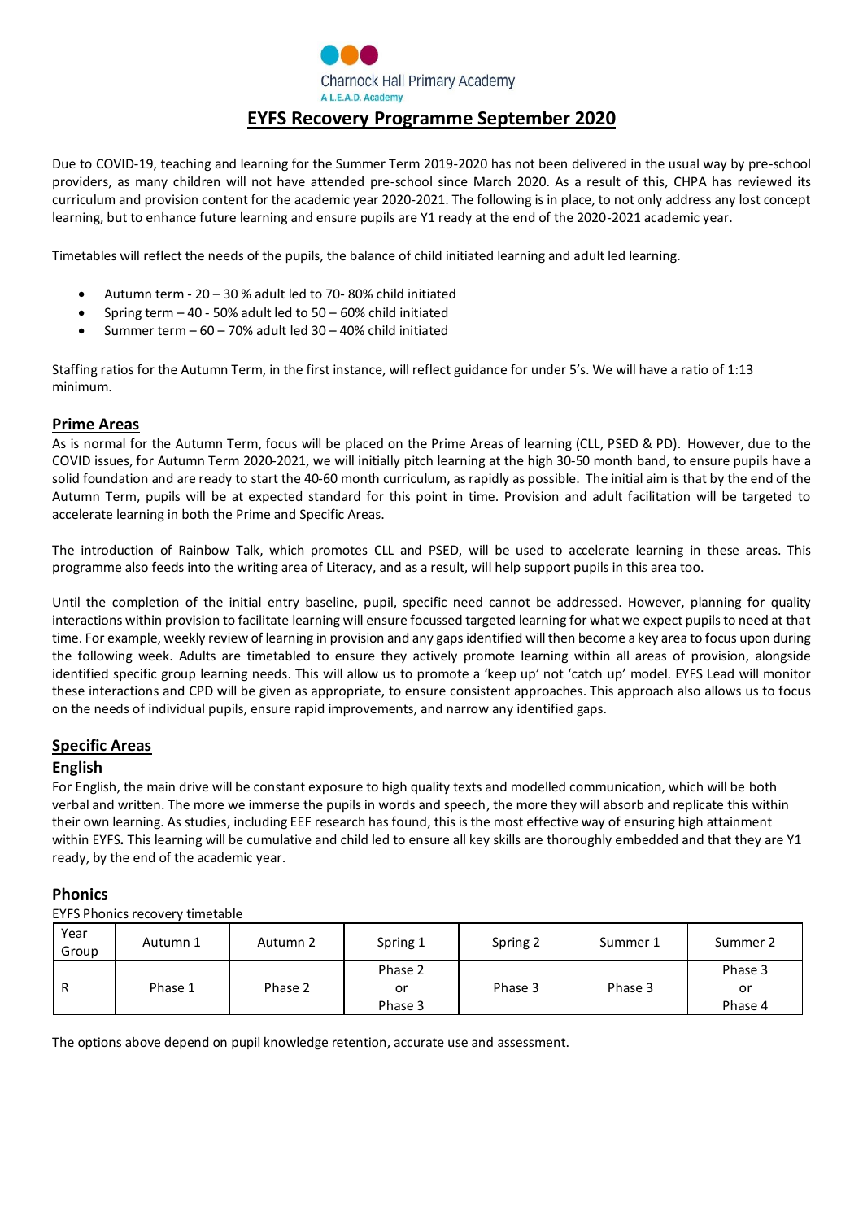Charnock Hall Primary Academy
A L.E.A.D. Academy

# EYFS Recovery Programme September 2020

Due to COVID-19, teaching and learning for the Summer Term 2019-2020 has not been delivered in the usual way by pre-school providers, as many children will not have attended pre-school since March 2020. As a result of this, CHPA has reviewed its curriculum and provision content for the academic year 2020-2021. The following is in place, to not only address any lost concept learning, but to enhance future learning and ensure pupils are Y1 ready at the end of the 2020-2021 academic year.

Timetables will reflect the needs of the pupils, the balance of child initiated learning and adult led learning.

- Autumn term - 20 – 30 % adult led to 70- 80% child initiated
- Spring term – 40 - 50% adult led to 50 – 60% child initiated
- Summer term – 60 – 70% adult led 30 – 40% child initiated

Staffing ratios for the Autumn Term, in the first instance, will reflect guidance for under 5's. We will have a ratio of 1:13 minimum.

## Prime Areas

As is normal for the Autumn Term, focus will be placed on the Prime Areas of learning (CLL, PSED & PD). However, due to the COVID issues, for Autumn Term 2020-2021, we will initially pitch learning at the high 30-50 month band, to ensure pupils have a solid foundation and are ready to start the 40-60 month curriculum, as rapidly as possible. The initial aim is that by the end of the Autumn Term, pupils will be at expected standard for this point in time. Provision and adult facilitation will be targeted to accelerate learning in both the Prime and Specific Areas.

The introduction of Rainbow Talk, which promotes CLL and PSED, will be used to accelerate learning in these areas. This programme also feeds into the writing area of Literacy, and as a result, will help support pupils in this area too.

Until the completion of the initial entry baseline, pupil, specific need cannot be addressed. However, planning for quality interactions within provision to facilitate learning will ensure focussed targeted learning for what we expect pupils to need at that time. For example, weekly review of learning in provision and any gaps identified will then become a key area to focus upon during the following week. Adults are timetabled to ensure they actively promote learning within all areas of provision, alongside identified specific group learning needs. This will allow us to promote a 'keep up' not 'catch up' model. EYFS Lead will monitor these interactions and CPD will be given as appropriate, to ensure consistent approaches. This approach also allows us to focus on the needs of individual pupils, ensure rapid improvements, and narrow any identified gaps.

## Specific Areas

### English

For English, the main drive will be constant exposure to high quality texts and modelled communication, which will be both verbal and written. The more we immerse the pupils in words and speech, the more they will absorb and replicate this within their own learning. As studies, including EEF research has found, this is the most effective way of ensuring high attainment within EYFS**.** This learning will be cumulative and child led to ensure all key skills are thoroughly embedded and that they are Y1 ready, by the end of the academic year.

### Phonics

EYFS Phonics recovery timetable

| Year Group | Autumn 1 | Autumn 2 | Spring 1 | Spring 2 | Summer 1 | Summer 2 |
|---|---|---|---|---|---|---|
| R | Phase 1 | Phase 2 | Phase 2 or Phase 3 | Phase 3 | Phase 3 | Phase 3 or Phase 4 |

The options above depend on pupil knowledge retention, accurate use and assessment.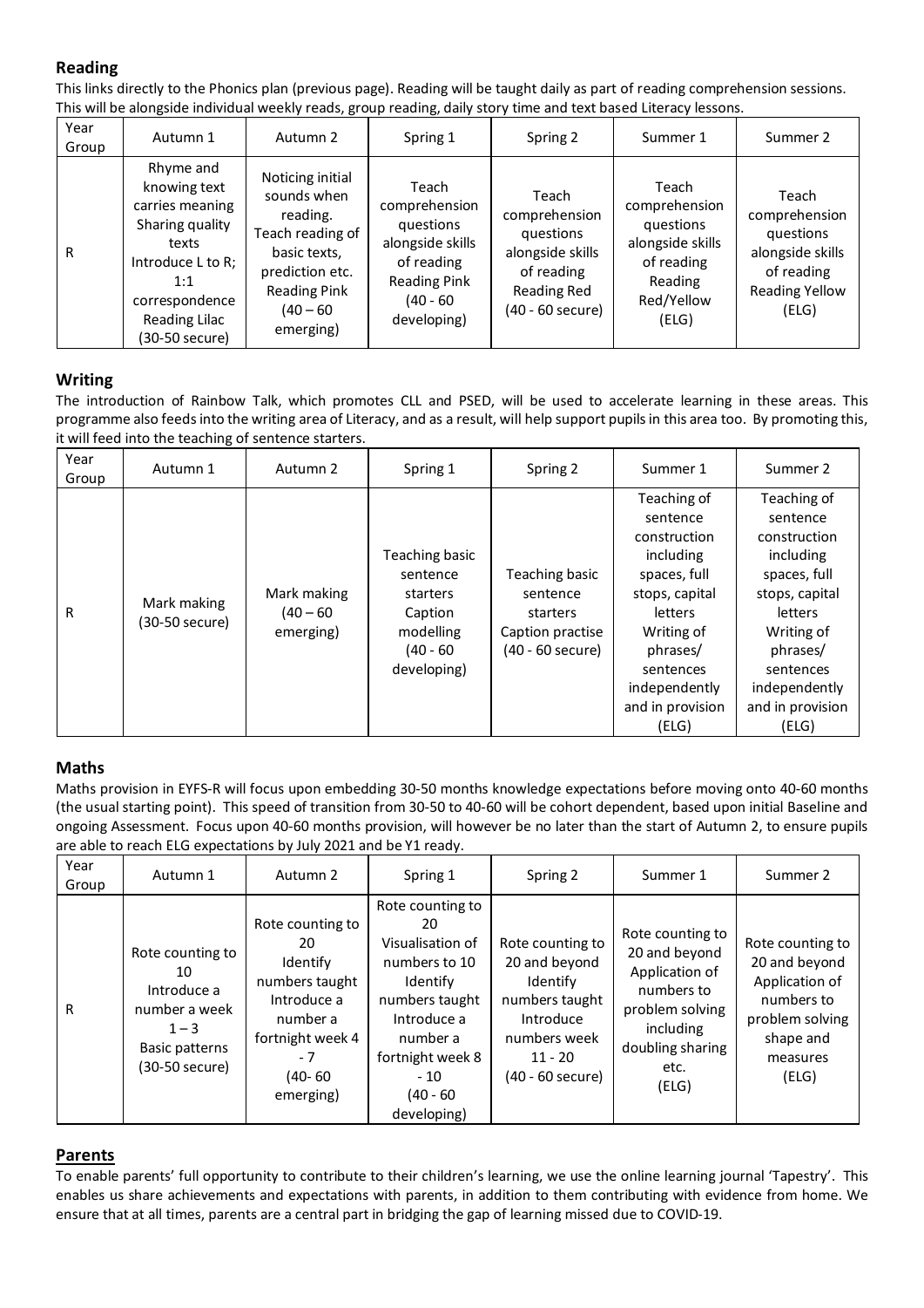## Reading

This links directly to the Phonics plan (previous page). Reading will be taught daily as part of reading comprehension sessions. This will be alongside individual weekly reads, group reading, daily story time and text based Literacy lessons.

| Year Group | Autumn 1 | Autumn 2 | Spring 1 | Spring 2 | Summer 1 | Summer 2 |
|---|---|---|---|---|---|---|
| R | Rhyme and knowing text carries meaning Sharing quality texts Introduce L to R; 1:1 correspondence Reading Lilac (30-50 secure) | Noticing initial sounds when reading. Teach reading of basic texts, prediction etc. Reading Pink (40 – 60 emerging) | Teach comprehension questions alongside skills of reading Reading Pink (40 - 60 developing) | Teach comprehension questions alongside skills of reading Reading Red (40 - 60 secure) | Teach comprehension questions alongside skills of reading Reading Red/Yellow (ELG) | Teach comprehension questions alongside skills of reading Reading Yellow (ELG) |

## Writing

The introduction of Rainbow Talk, which promotes CLL and PSED, will be used to accelerate learning in these areas. This programme also feeds into the writing area of Literacy, and as a result, will help support pupils in this area too. By promoting this, it will feed into the teaching of sentence starters.

| Year Group | Autumn 1 | Autumn 2 | Spring 1 | Spring 2 | Summer 1 | Summer 2 |
|---|---|---|---|---|---|---|
| R | Mark making (30-50 secure) | Mark making (40 – 60 emerging) | Teaching basic sentence starters Caption modelling (40 - 60 developing) | Teaching basic sentence starters Caption practise (40 - 60 secure) | Teaching of sentence construction including spaces, full stops, capital letters Writing of phrases/ sentences independently and in provision (ELG) | Teaching of sentence construction including spaces, full stops, capital letters Writing of phrases/ sentences independently and in provision (ELG) |

## Maths

Maths provision in EYFS-R will focus upon embedding 30-50 months knowledge expectations before moving onto 40-60 months (the usual starting point). This speed of transition from 30-50 to 40-60 will be cohort dependent, based upon initial Baseline and ongoing Assessment. Focus upon 40-60 months provision, will however be no later than the start of Autumn 2, to ensure pupils are able to reach ELG expectations by July 2021 and be Y1 ready.

| Year Group | Autumn 1 | Autumn 2 | Spring 1 | Spring 2 | Summer 1 | Summer 2 |
|---|---|---|---|---|---|---|
| R | Rote counting to 10 Introduce a number a week 1 – 3 Basic patterns (30-50 secure) | Rote counting to 20 Identify numbers taught Introduce a number a fortnight week 4 - 7 (40- 60 emerging) | Rote counting to 20 Visualisation of numbers to 10 Identify numbers taught Introduce a number a fortnight week 8 - 10 (40 - 60 developing) | Rote counting to 20 and beyond Identify numbers taught Introduce numbers week 11 - 20 (40 - 60 secure) | Rote counting to 20 and beyond Application of numbers to problem solving including doubling sharing etc. (ELG) | Rote counting to 20 and beyond Application of numbers to problem solving shape and measures (ELG) |

## Parents

To enable parents' full opportunity to contribute to their children's learning, we use the online learning journal 'Tapestry'. This enables us share achievements and expectations with parents, in addition to them contributing with evidence from home. We ensure that at all times, parents are a central part in bridging the gap of learning missed due to COVID-19.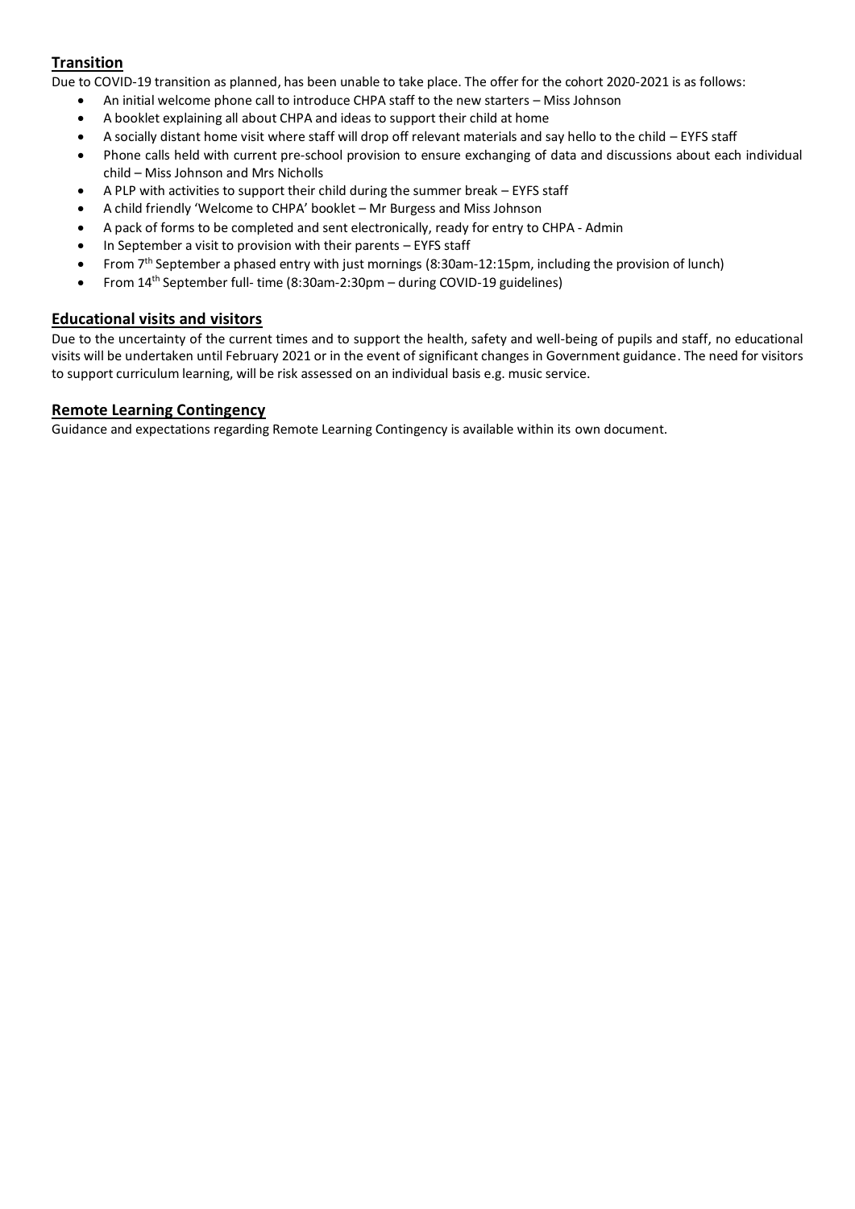## Transition

Due to COVID-19 transition as planned, has been unable to take place. The offer for the cohort 2020-2021 is as follows:

- An initial welcome phone call to introduce CHPA staff to the new starters – Miss Johnson
- A booklet explaining all about CHPA and ideas to support their child at home
- A socially distant home visit where staff will drop off relevant materials and say hello to the child – EYFS staff
- Phone calls held with current pre-school provision to ensure exchanging of data and discussions about each individual child – Miss Johnson and Mrs Nicholls
- A PLP with activities to support their child during the summer break – EYFS staff
- A child friendly 'Welcome to CHPA' booklet – Mr Burgess and Miss Johnson
- A pack of forms to be completed and sent electronically, ready for entry to CHPA - Admin
- In September a visit to provision with their parents – EYFS staff
- From 7th September a phased entry with just mornings (8:30am-12:15pm, including the provision of lunch)
- From 14th September full- time (8:30am-2:30pm – during COVID-19 guidelines)

## Educational visits and visitors

Due to the uncertainty of the current times and to support the health, safety and well-being of pupils and staff, no educational visits will be undertaken until February 2021 or in the event of significant changes in Government guidance. The need for visitors to support curriculum learning, will be risk assessed on an individual basis e.g. music service.

## Remote Learning Contingency

Guidance and expectations regarding Remote Learning Contingency is available within its own document.